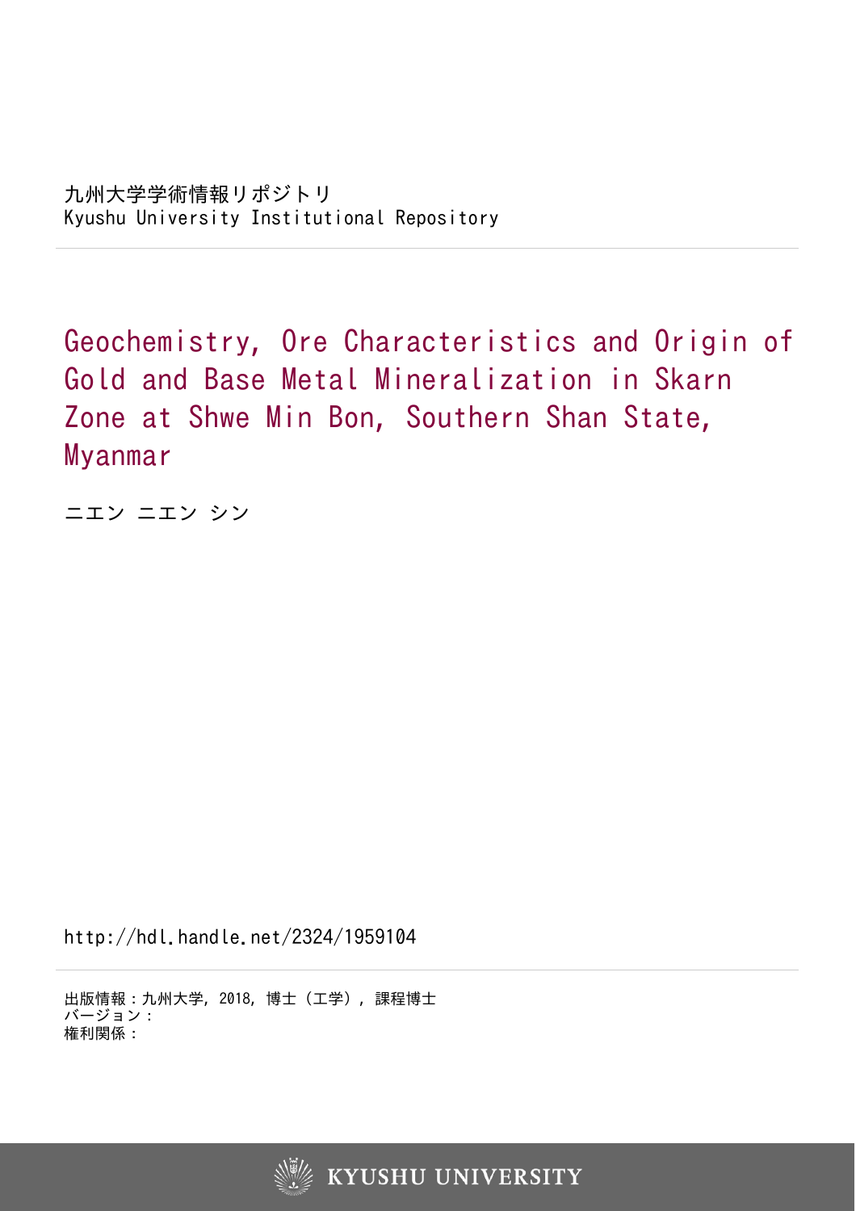九州大学学術情報リポジトリ
Kyushu University Institutional Repository

# Geochemistry, Ore Characteristics and Origin of Gold and Base Metal Mineralization in Skarn Zone at Shwe Min Bon, Southern Shan State, Myanmar

ニエン ニエン シン

http://hdl.handle.net/2324/1959104

出版情報：九州大学, 2018, 博士（工学）, 課程博士
バージョン：
権利関係：

KYUSHU UNIVERSITY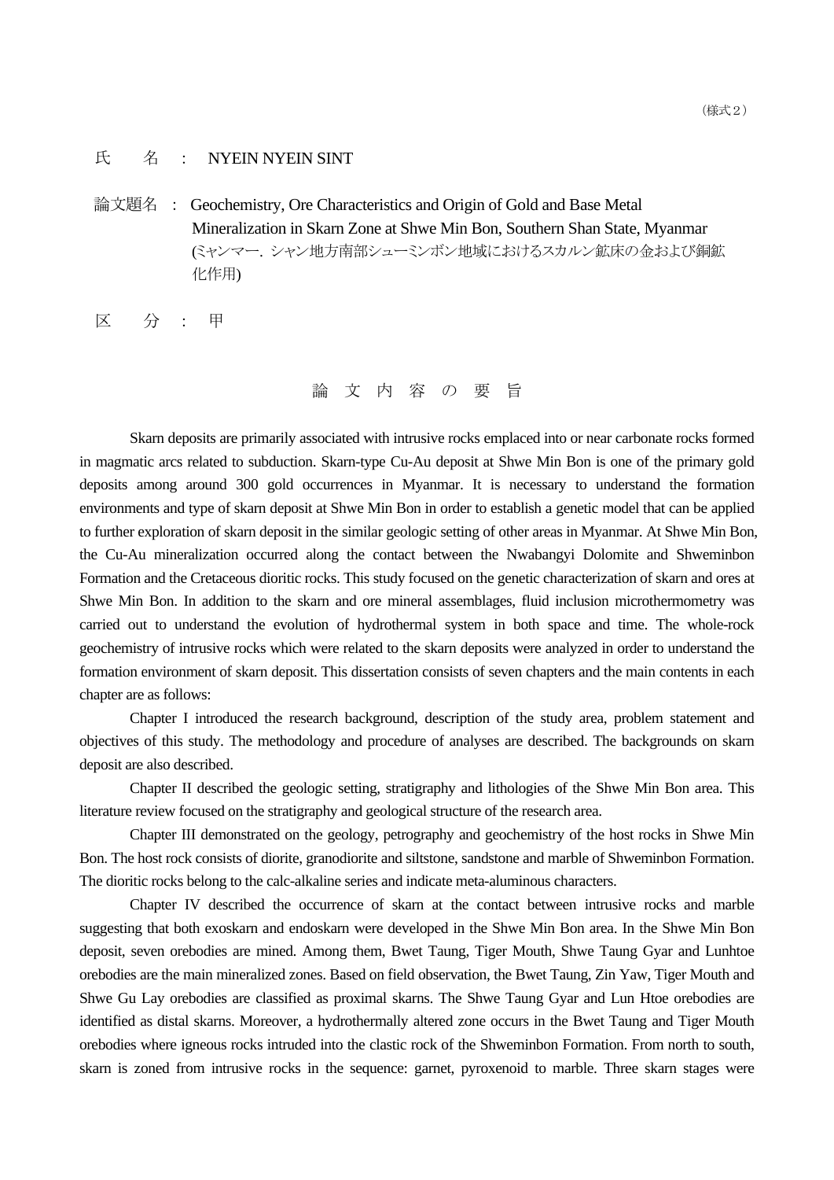（様式２）

氏　　名　：　NYEIN NYEIN SINT

論文題名　：　Geochemistry, Ore Characteristics and Origin of Gold and Base Metal Mineralization in Skarn Zone at Shwe Min Bon, Southern Shan State, Myanmar (ミャンマー. シャン地方南部シューミンボン地域におけるスカルン鉱床の金および銅鉱化作用)

区　　分　：　甲

## 論 文 内 容 の 要 旨

Skarn deposits are primarily associated with intrusive rocks emplaced into or near carbonate rocks formed in magmatic arcs related to subduction. Skarn-type Cu-Au deposit at Shwe Min Bon is one of the primary gold deposits among around 300 gold occurrences in Myanmar. It is necessary to understand the formation environments and type of skarn deposit at Shwe Min Bon in order to establish a genetic model that can be applied to further exploration of skarn deposit in the similar geologic setting of other areas in Myanmar. At Shwe Min Bon, the Cu-Au mineralization occurred along the contact between the Nwabangyi Dolomite and Shweminbon Formation and the Cretaceous dioritic rocks. This study focused on the genetic characterization of skarn and ores at Shwe Min Bon. In addition to the skarn and ore mineral assemblages, fluid inclusion microthermometry was carried out to understand the evolution of hydrothermal system in both space and time. The whole-rock geochemistry of intrusive rocks which were related to the skarn deposits were analyzed in order to understand the formation environment of skarn deposit. This dissertation consists of seven chapters and the main contents in each chapter are as follows:

Chapter I introduced the research background, description of the study area, problem statement and objectives of this study. The methodology and procedure of analyses are described. The backgrounds on skarn deposit are also described.

Chapter II described the geologic setting, stratigraphy and lithologies of the Shwe Min Bon area. This literature review focused on the stratigraphy and geological structure of the research area.

Chapter III demonstrated on the geology, petrography and geochemistry of the host rocks in Shwe Min Bon. The host rock consists of diorite, granodiorite and siltstone, sandstone and marble of Shweminbon Formation. The dioritic rocks belong to the calc-alkaline series and indicate meta-aluminous characters.

Chapter IV described the occurrence of skarn at the contact between intrusive rocks and marble suggesting that both exoskarn and endoskarn were developed in the Shwe Min Bon area. In the Shwe Min Bon deposit, seven orebodies are mined. Among them, Bwet Taung, Tiger Mouth, Shwe Taung Gyar and Lunhtoe orebodies are the main mineralized zones. Based on field observation, the Bwet Taung, Zin Yaw, Tiger Mouth and Shwe Gu Lay orebodies are classified as proximal skarns. The Shwe Taung Gyar and Lun Htoe orebodies are identified as distal skarns. Moreover, a hydrothermally altered zone occurs in the Bwet Taung and Tiger Mouth orebodies where igneous rocks intruded into the clastic rock of the Shweminbon Formation. From north to south, skarn is zoned from intrusive rocks in the sequence: garnet, pyroxenoid to marble. Three skarn stages were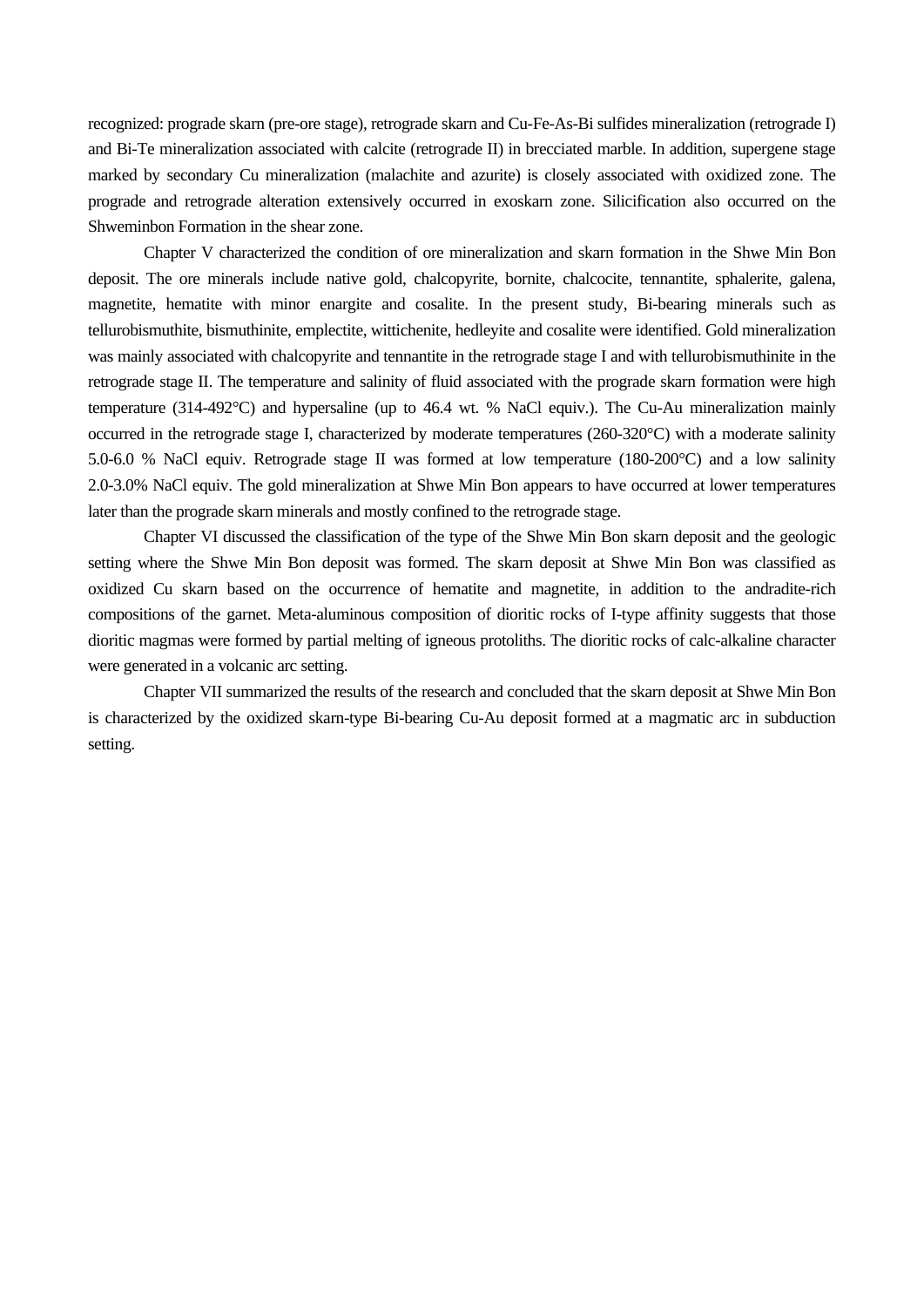recognized: prograde skarn (pre-ore stage), retrograde skarn and Cu-Fe-As-Bi sulfides mineralization (retrograde I) and Bi-Te mineralization associated with calcite (retrograde II) in brecciated marble. In addition, supergene stage marked by secondary Cu mineralization (malachite and azurite) is closely associated with oxidized zone. The prograde and retrograde alteration extensively occurred in exoskarn zone. Silicification also occurred on the Shweminbon Formation in the shear zone.

Chapter V characterized the condition of ore mineralization and skarn formation in the Shwe Min Bon deposit. The ore minerals include native gold, chalcopyrite, bornite, chalcocite, tennantite, sphalerite, galena, magnetite, hematite with minor enargite and cosalite. In the present study, Bi-bearing minerals such as tellurobismuthite, bismuthinite, emplectite, wittichenite, hedleyite and cosalite were identified. Gold mineralization was mainly associated with chalcopyrite and tennantite in the retrograde stage I and with tellurobismuthinite in the retrograde stage II. The temperature and salinity of fluid associated with the prograde skarn formation were high temperature (314-492°C) and hypersaline (up to 46.4 wt. % NaCl equiv.). The Cu-Au mineralization mainly occurred in the retrograde stage I, characterized by moderate temperatures (260-320°C) with a moderate salinity 5.0-6.0 % NaCl equiv. Retrograde stage II was formed at low temperature (180-200°C) and a low salinity 2.0-3.0% NaCl equiv. The gold mineralization at Shwe Min Bon appears to have occurred at lower temperatures later than the prograde skarn minerals and mostly confined to the retrograde stage.

Chapter VI discussed the classification of the type of the Shwe Min Bon skarn deposit and the geologic setting where the Shwe Min Bon deposit was formed. The skarn deposit at Shwe Min Bon was classified as oxidized Cu skarn based on the occurrence of hematite and magnetite, in addition to the andradite-rich compositions of the garnet. Meta-aluminous composition of dioritic rocks of I-type affinity suggests that those dioritic magmas were formed by partial melting of igneous protoliths. The dioritic rocks of calc-alkaline character were generated in a volcanic arc setting.

Chapter VII summarized the results of the research and concluded that the skarn deposit at Shwe Min Bon is characterized by the oxidized skarn-type Bi-bearing Cu-Au deposit formed at a magmatic arc in subduction setting.